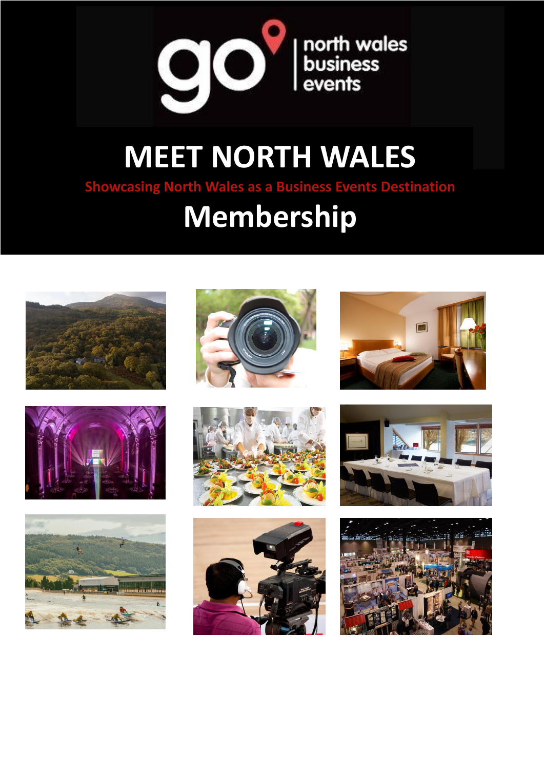go north wales business events

# MEET NORTH WALES

**Showcasing North Wales as a Business Events Destination**

# Membership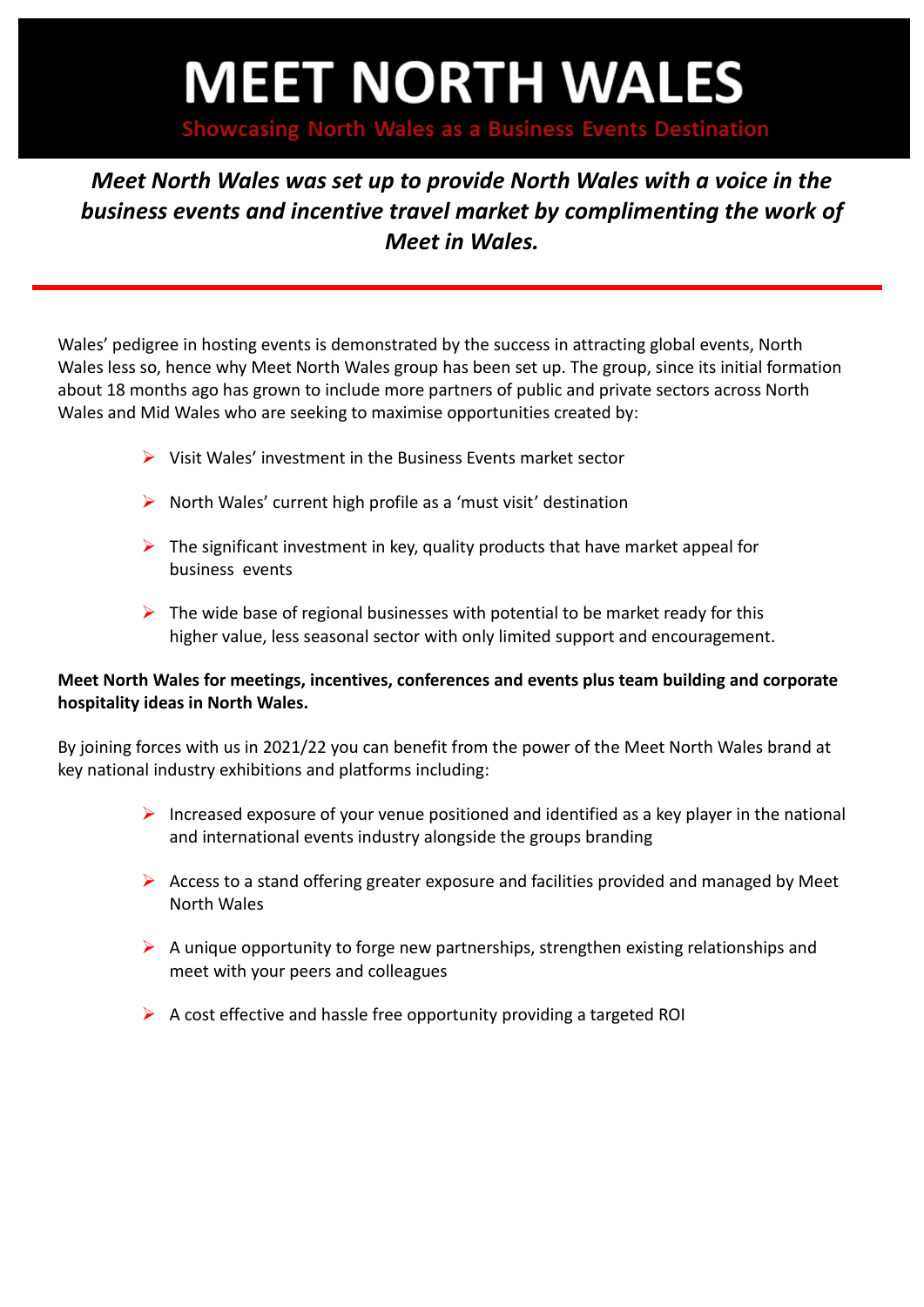# MEET NORTH WALES

## Showcasing North Wales as a Business Events Destination

***Meet North Wales was set up to provide North Wales with a voice in the business events and incentive travel market by complimenting the work of Meet in Wales.***

---

Wales' pedigree in hosting events is demonstrated by the success in attracting global events, North Wales less so, hence why Meet North Wales group has been set up. The group, since its initial formation about 18 months ago has grown to include more partners of public and private sectors across North Wales and Mid Wales who are seeking to maximise opportunities created by:

- Visit Wales' investment in the Business Events market sector
- North Wales' current high profile as a 'must visit' destination
- The significant investment in key, quality products that have market appeal for business events
- The wide base of regional businesses with potential to be market ready for this higher value, less seasonal sector with only limited support and encouragement.

**Meet North Wales for meetings, incentives, conferences and events plus team building and corporate hospitality ideas in North Wales.**

By joining forces with us in 2021/22 you can benefit from the power of the Meet North Wales brand at key national industry exhibitions and platforms including:

- Increased exposure of your venue positioned and identified as a key player in the national and international events industry alongside the groups branding
- Access to a stand offering greater exposure and facilities provided and managed by Meet North Wales
- A unique opportunity to forge new partnerships, strengthen existing relationships and meet with your peers and colleagues
- A cost effective and hassle free opportunity providing a targeted ROI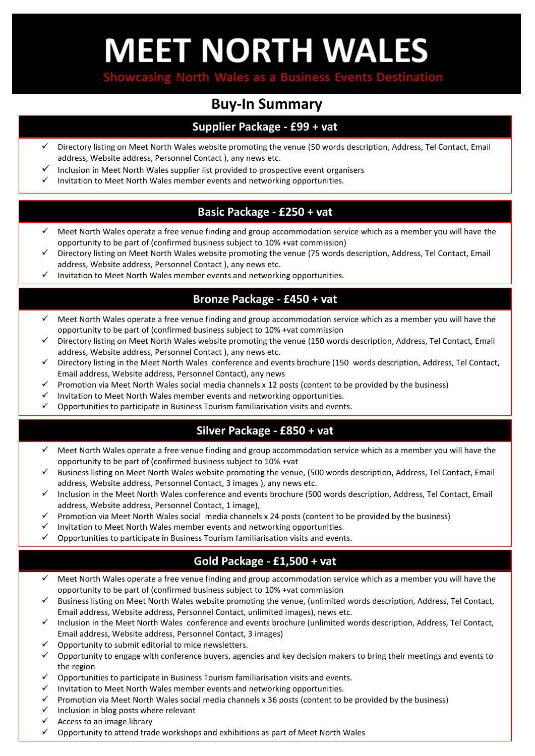# MEET NORTH WALES

Showcasing North Wales as a Business Events Destination

## Buy-In Summary

### Supplier Package - £99 + vat

- ✓ Directory listing on Meet North Wales website promoting the venue (50 words description, Address, Tel Contact, Email address, Website address, Personnel Contact ), any news etc.
- ✓ Inclusion in Meet North Wales supplier list provided to prospective event organisers
- ✓ Invitation to Meet North Wales member events and networking opportunities.

### Basic Package - £250 + vat

- ✓ Meet North Wales operate a free venue finding and group accommodation service which as a member you will have the opportunity to be part of (confirmed business subject to 10% +vat commission)
- ✓ Directory listing on Meet North Wales website promoting the venue (75 words description, Address, Tel Contact, Email address, Website address, Personnel Contact ), any news etc.
- ✓ Invitation to Meet North Wales member events and networking opportunities.

### Bronze Package - £450 + vat

- ✓ Meet North Wales operate a free venue finding and group accommodation service which as a member you will have the opportunity to be part of (confirmed business subject to 10% +vat commission
- ✓ Directory listing on Meet North Wales website promoting the venue (150 words description, Address, Tel Contact, Email address, Website address, Personnel Contact ), any news etc.
- ✓ Directory listing in the Meet North Wales conference and events brochure (150 words description, Address, Tel Contact, Email address, Website address, Personnel Contact), any news
- ✓ Promotion via Meet North Wales social media channels x 12 posts (content to be provided by the business)
- ✓ Invitation to Meet North Wales member events and networking opportunities.
- ✓ Opportunities to participate in Business Tourism familiarisation visits and events.

### Silver Package - £850 + vat

- ✓ Meet North Wales operate a free venue finding and group accommodation service which as a member you will have the opportunity to be part of (confirmed business subject to 10% +vat
- ✓ Business listing on Meet North Wales website promoting the venue, (500 words description, Address, Tel Contact, Email address, Website address, Personnel Contact, 3 images ), any news etc.
- ✓ Inclusion in the Meet North Wales conference and events brochure (500 words description, Address, Tel Contact, Email address, Website address, Personnel Contact, 1 image),
- ✓ Promotion via Meet North Wales social media channels x 24 posts (content to be provided by the business)
- ✓ Invitation to Meet North Wales member events and networking opportunities.
- ✓ Opportunities to participate in Business Tourism familiarisation visits and events.

### Gold Package - £1,500 + vat

- ✓ Meet North Wales operate a free venue finding and group accommodation service which as a member you will have the opportunity to be part of (confirmed business subject to 10% +vat commission
- ✓ Business listing on Meet North Wales website promoting the venue, (unlimited words description, Address, Tel Contact, Email address, Website address, Personnel Contact, unlimited images), news etc.
- ✓ Inclusion in the Meet North Wales conference and events brochure (unlimited words description, Address, Tel Contact, Email address, Website address, Personnel Contact, 3 images)
- ✓ Opportunity to submit editorial to mice newsletters.
- ✓ Opportunity to engage with conference buyers, agencies and key decision makers to bring their meetings and events to the region
- ✓ Opportunities to participate in Business Tourism familiarisation visits and events.
- ✓ Invitation to Meet North Wales member events and networking opportunities.
- ✓ Promotion via Meet North Wales social media channels x 36 posts (content to be provided by the business)
- ✓ Inclusion in blog posts where relevant
- ✓ Access to an image library
- ✓ Opportunity to attend trade workshops and exhibitions as part of Meet North Wales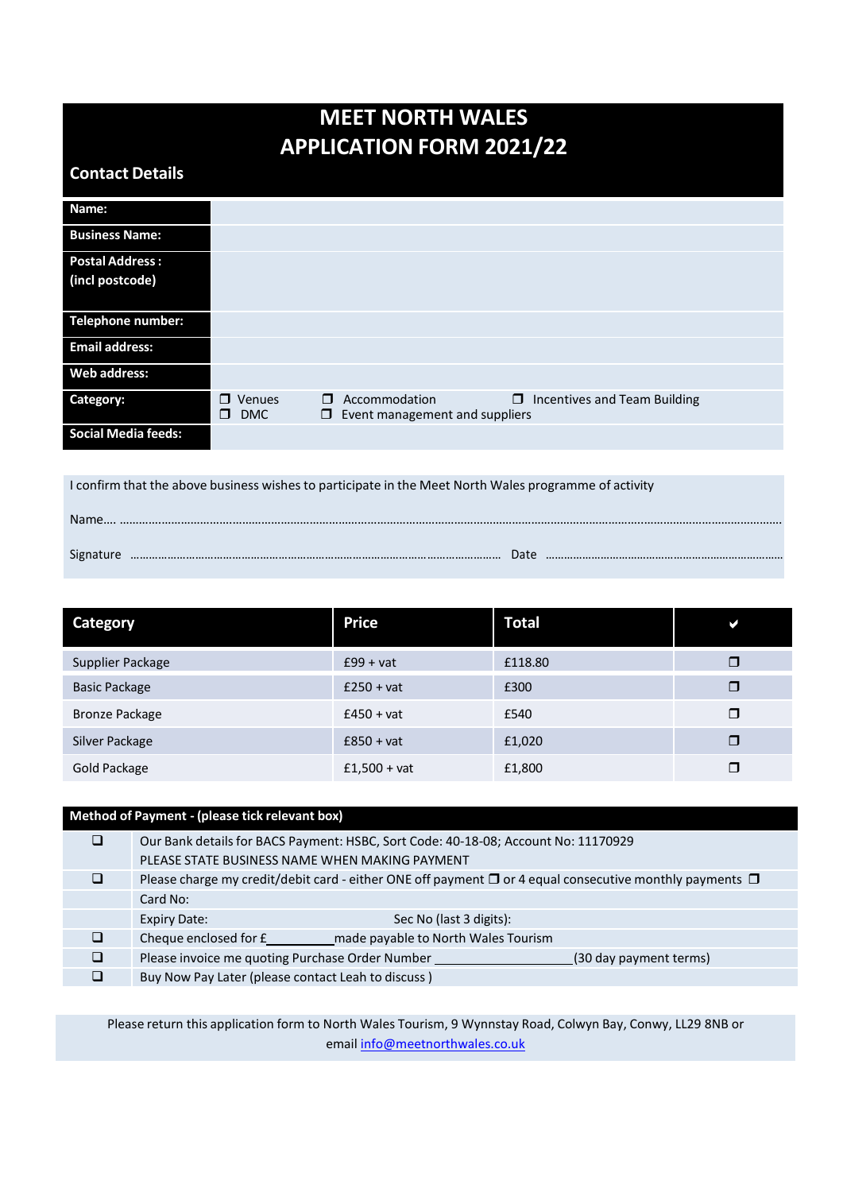# MEET NORTH WALES
# APPLICATION FORM 2021/22

## Contact Details

| | |
|---|---|
| **Name:** | |
| **Business Name:** | |
| **Postal Address : (incl postcode)** | |
| **Telephone number:** | |
| **Email address:** | |
| **Web address:** | |
| **Category:** | ❒ Venues ❒ Accommodation ❒ Incentives and Team Building ❒ DMC ❒ Event management and suppliers |
| **Social Media feeds:** | |

I confirm that the above business wishes to participate in the Meet North Wales programme of activity

Name…. ………………………………………………………………………………………………………………………………………………

Signature ………………………………………………………………………… Date …………………………………………………

| Category | Price | Total | ✔ |
|---|---|---|---|
| Supplier Package | £99 + vat | £118.80 | ❒ |
| Basic Package | £250 + vat | £300 | ❒ |
| Bronze Package | £450 + vat | £540 | ❒ |
| Silver Package | £850 + vat | £1,020 | ❒ |
| Gold Package | £1,500 + vat | £1,800 | ❒ |

| Method of Payment - (please tick relevant box) | |
|---|---|
| ❑ | Our Bank details for BACS Payment: HSBC, Sort Code: 40-18-08; Account No: 11170929<br>PLEASE STATE BUSINESS NAME WHEN MAKING PAYMENT |
| ❑ | Please charge my credit/debit card - either ONE off payment ❒ or 4 equal consecutive monthly payments ❒ |
| | Card No: |
| | Expiry Date: Sec No (last 3 digits): |
| ❑ | Cheque enclosed for £\_\_\_\_\_\_\_\_\_\_made payable to North Wales Tourism |
| ❑ | Please invoice me quoting Purchase Order Number \_\_\_\_\_\_\_\_\_\_\_\_\_\_\_\_\_\_\_\_(30 day payment terms) |
| ❑ | Buy Now Pay Later (please contact Leah to discuss ) |

Please return this application form to North Wales Tourism, 9 Wynnstay Road, Colwyn Bay, Conwy, LL29 8NB or email info@meetnorthwales.co.uk